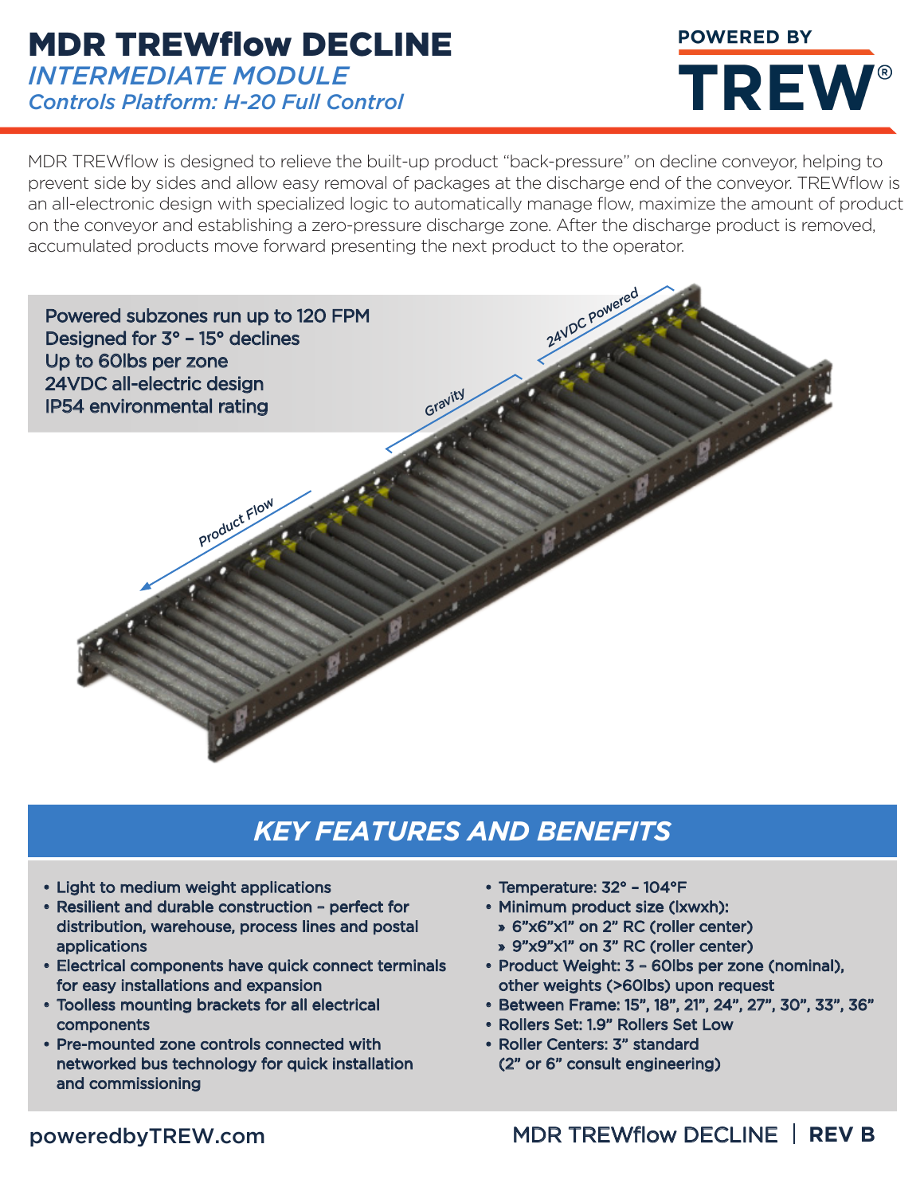# MDR TREWflow DECLINE

## *INTERMEDIATE MODULE*

### *Controls Platform: H-20 Full Control*

POWERED BY **TREW®**

MDR TREWflow is designed to relieve the built-up product "back-pressure" on decline conveyor, helping to prevent side by sides and allow easy removal of packages at the discharge end of the conveyor. TREWflow is an all-electronic design with specialized logic to automatically manage flow, maximize the amount of product on the conveyor and establishing a zero-pressure discharge zone. After the discharge product is removed, accumulated products move forward presenting the next product to the operator.

Powered subzones run up to 120 FPM
Designed for 3° – 15° declines
Up to 60lbs per zone
24VDC all-electric design
IP54 environmental rating

24VDC Powered
Gravity
Product Flow

## *KEY FEATURES AND BENEFITS*

- Light to medium weight applications
- Resilient and durable construction – perfect for distribution, warehouse, process lines and postal applications
- Electrical components have quick connect terminals for easy installations and expansion
- Toolless mounting brackets for all electrical components
- Pre-mounted zone controls connected with networked bus technology for quick installation and commissioning
- Temperature: 32° – 104°F
- Minimum product size (lxwxh):
  - 6"x6"x1" on 2" RC (roller center)
  - 9"x9"x1" on 3" RC (roller center)
- Product Weight: 3 – 60lbs per zone (nominal), other weights (>60lbs) upon request
- Between Frame: 15", 18", 21", 24", 27", 30", 33", 36"
- Rollers Set: 1.9" Rollers Set Low
- Roller Centers: 3" standard (2" or 6" consult engineering)

poweredbyTREW.com

MDR TREWflow DECLINE | **REV B**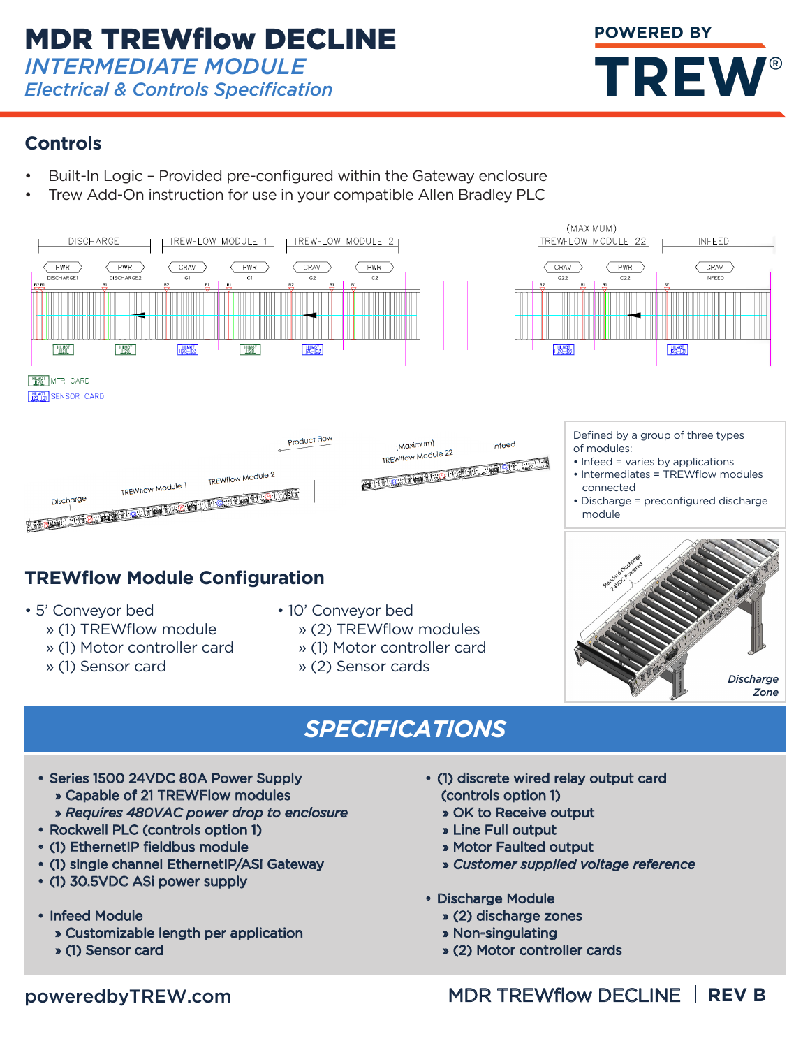# MDR TREWflow DECLINE

*INTERMEDIATE MODULE*

*Electrical & Controls Specification*

POWERED BY TREW®

## Controls

- Built-In Logic – Provided pre-configured within the Gateway enclosure
- Trew Add-On instruction for use in your compatible Allen Bradley PLC

DISCHARGE | TREWFLOW MODULE 1 | TREWFLOW MODULE 2 | (MAXIMUM) TREWFLOW MODULE 22 | INFEED

MTR CARD

SENSOR CARD

Product Flow

Discharge

TREWflow Module 1

TREWflow Module 2

(Maximum) TREWflow Module 22

Infeed

Defined by a group of three types of modules:
- Infeed = varies by applications
- Intermediates = TREWflow modules connected
- Discharge = preconfigured discharge module

Standard Discharge 24VDC Powered

*Discharge Zone*

## TREWflow Module Configuration

- 5' Conveyor bed
  - » (1) TREWflow module
  - » (1) Motor controller card
  - » (1) Sensor card
- 10' Conveyor bed
  - » (2) TREWflow modules
  - » (1) Motor controller card
  - » (2) Sensor cards

## SPECIFICATIONS

- Series 1500 24VDC 80A Power Supply
  - » Capable of 21 TREWFlow modules
  - » *Requires 480VAC power drop to enclosure*
- Rockwell PLC (controls option 1)
- (1) EthernetIP fieldbus module
- (1) single channel EthernetIP/ASi Gateway
- (1) 30.5VDC ASi power supply
- Infeed Module
  - » Customizable length per application
  - » (1) Sensor card
- (1) discrete wired relay output card (controls option 1)
  - » OK to Receive output
  - » Line Full output
  - » Motor Faulted output
  - » *Customer supplied voltage reference*
- Discharge Module
  - » (2) discharge zones
  - » Non-singulating
  - » (2) Motor controller cards

poweredbyTREW.com

MDR TREWflow DECLINE | REV B